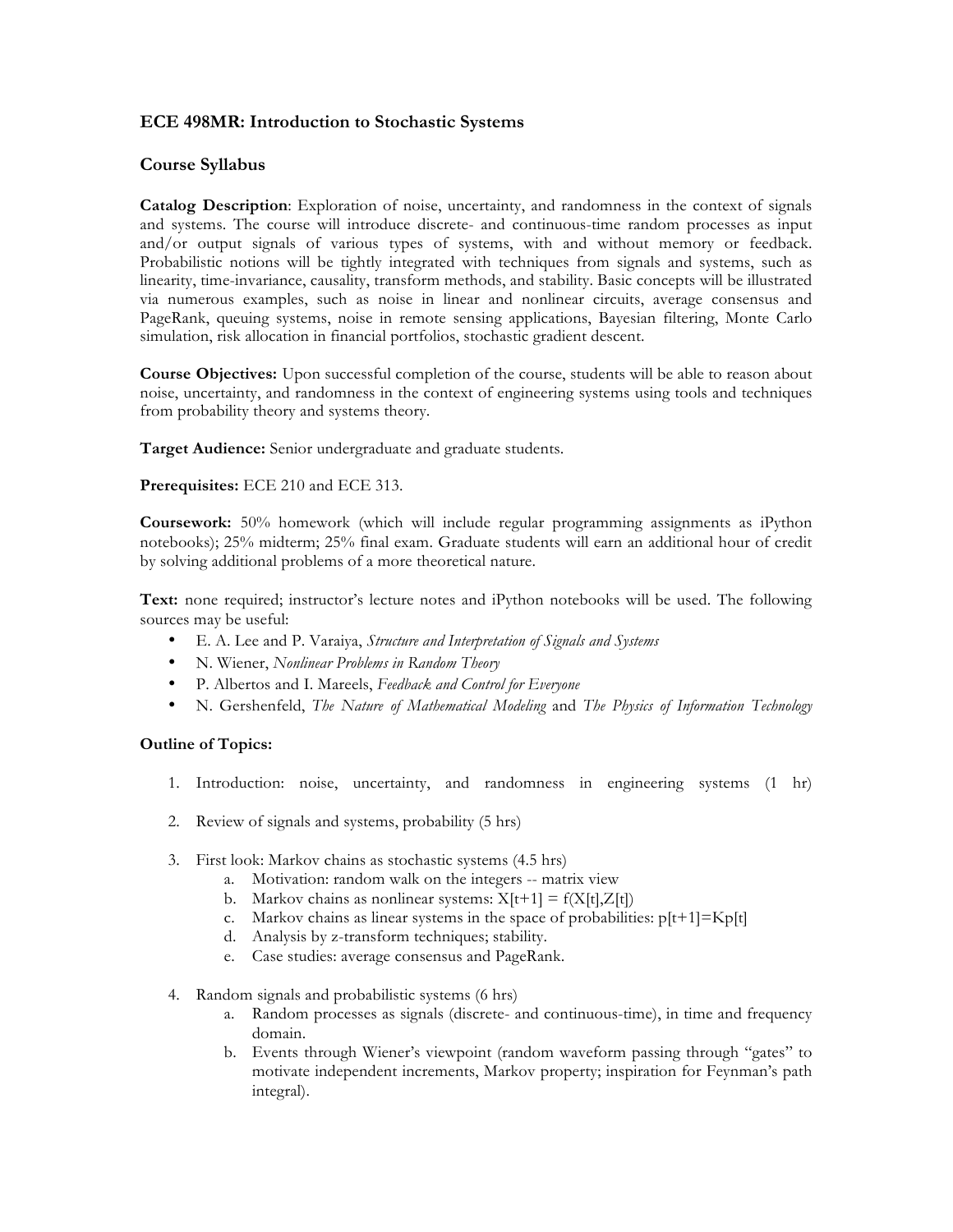# ECE 498MR: Introduction to Stochastic Systems

## Course Syllabus

**Catalog Description**: Exploration of noise, uncertainty, and randomness in the context of signals and systems. The course will introduce discrete- and continuous-time random processes as input and/or output signals of various types of systems, with and without memory or feedback. Probabilistic notions will be tightly integrated with techniques from signals and systems, such as linearity, time-invariance, causality, transform methods, and stability. Basic concepts will be illustrated via numerous examples, such as noise in linear and nonlinear circuits, average consensus and PageRank, queuing systems, noise in remote sensing applications, Bayesian filtering, Monte Carlo simulation, risk allocation in financial portfolios, stochastic gradient descent.

**Course Objectives:** Upon successful completion of the course, students will be able to reason about noise, uncertainty, and randomness in the context of engineering systems using tools and techniques from probability theory and systems theory.

**Target Audience:** Senior undergraduate and graduate students.

**Prerequisites:** ECE 210 and ECE 313.

**Coursework:** 50% homework (which will include regular programming assignments as iPython notebooks); 25% midterm; 25% final exam. Graduate students will earn an additional hour of credit by solving additional problems of a more theoretical nature.

**Text:** none required; instructor's lecture notes and iPython notebooks will be used. The following sources may be useful:

- E. A. Lee and P. Varaiya, *Structure and Interpretation of Signals and Systems*
- N. Wiener, *Nonlinear Problems in Random Theory*
- P. Albertos and I. Mareels, *Feedback and Control for Everyone*
- N. Gershenfeld, *The Nature of Mathematical Modeling* and *The Physics of Information Technology*

**Outline of Topics:**

1. Introduction: noise, uncertainty, and randomness in engineering systems (1 hr)
2. Review of signals and systems, probability (5 hrs)
3. First look: Markov chains as stochastic systems (4.5 hrs)
   a. Motivation: random walk on the integers -- matrix view
   b. Markov chains as nonlinear systems: $X[t+1] = f(X[t],Z[t])$
   c. Markov chains as linear systems in the space of probabilities: $p[t+1]=Kp[t]$
   d. Analysis by z-transform techniques; stability.
   e. Case studies: average consensus and PageRank.
4. Random signals and probabilistic systems (6 hrs)
   a. Random processes as signals (discrete- and continuous-time), in time and frequency domain.
   b. Events through Wiener's viewpoint (random waveform passing through "gates" to motivate independent increments, Markov property; inspiration for Feynman's path integral).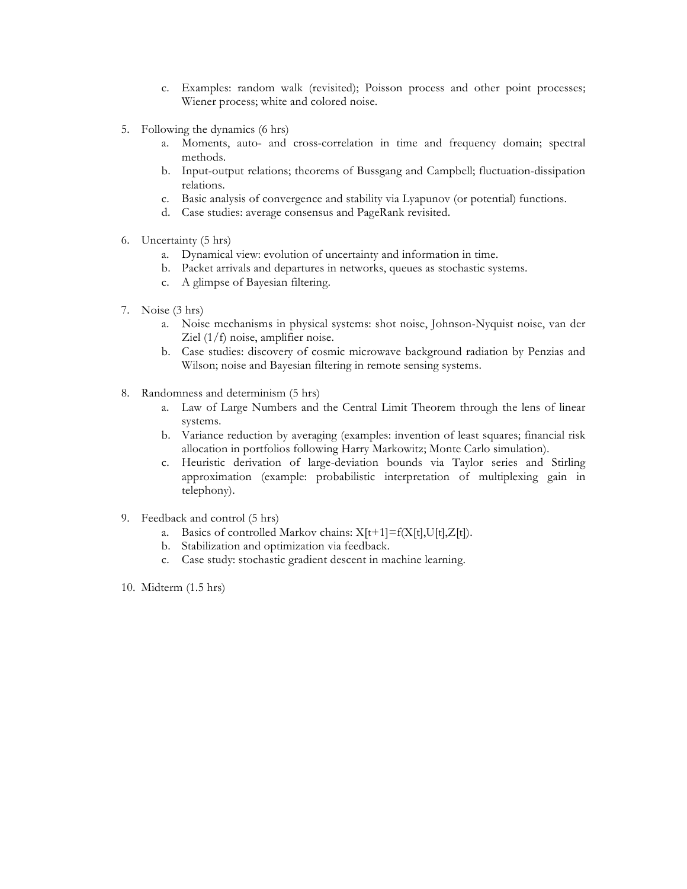c. Examples: random walk (revisited); Poisson process and other point processes; Wiener process; white and colored noise.

5. Following the dynamics (6 hrs)
   a. Moments, auto- and cross-correlation in time and frequency domain; spectral methods.
   b. Input-output relations; theorems of Bussgang and Campbell; fluctuation-dissipation relations.
   c. Basic analysis of convergence and stability via Lyapunov (or potential) functions.
   d. Case studies: average consensus and PageRank revisited.

6. Uncertainty (5 hrs)
   a. Dynamical view: evolution of uncertainty and information in time.
   b. Packet arrivals and departures in networks, queues as stochastic systems.
   c. A glimpse of Bayesian filtering.

7. Noise (3 hrs)
   a. Noise mechanisms in physical systems: shot noise, Johnson-Nyquist noise, van der Ziel (1/f) noise, amplifier noise.
   b. Case studies: discovery of cosmic microwave background radiation by Penzias and Wilson; noise and Bayesian filtering in remote sensing systems.

8. Randomness and determinism (5 hrs)
   a. Law of Large Numbers and the Central Limit Theorem through the lens of linear systems.
   b. Variance reduction by averaging (examples: invention of least squares; financial risk allocation in portfolios following Harry Markowitz; Monte Carlo simulation).
   c. Heuristic derivation of large-deviation bounds via Taylor series and Stirling approximation (example: probabilistic interpretation of multiplexing gain in telephony).

9. Feedback and control (5 hrs)
   a. Basics of controlled Markov chains: $X[t+1]=f(X[t],U[t],Z[t])$.
   b. Stabilization and optimization via feedback.
   c. Case study: stochastic gradient descent in machine learning.

10. Midterm (1.5 hrs)